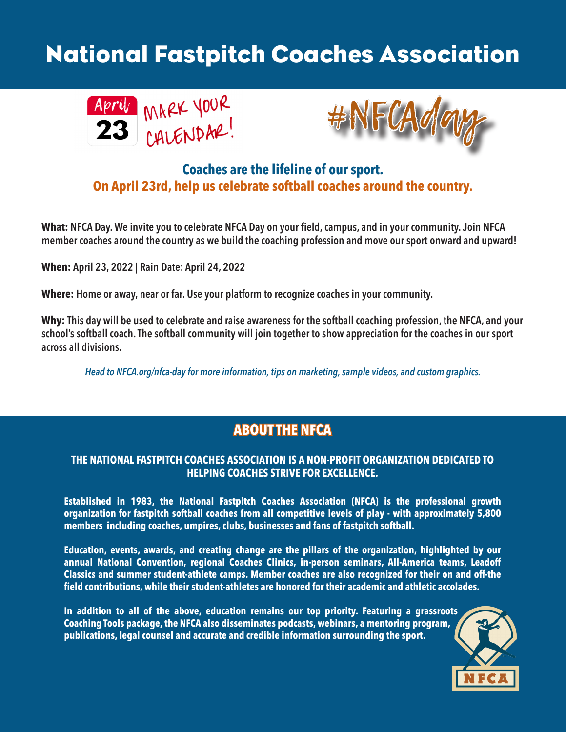# National Fastpitch Coaches Association

April 23 MARK YOUR CALENDAR!

#NFCAday

**Coaches are the lifeline of our sport.**
**On April 23rd, help us celebrate softball coaches around the country.**

**What:** NFCA Day. We invite you to celebrate NFCA Day on your field, campus, and in your community. Join NFCA member coaches around the country as we build the coaching profession and move our sport onward and upward!

**When:** April 23, 2022 | Rain Date: April 24, 2022

**Where:** Home or away, near or far. Use your platform to recognize coaches in your community.

**Why:** This day will be used to celebrate and raise awareness for the softball coaching profession, the NFCA, and your school's softball coach. The softball community will join together to show appreciation for the coaches in our sport across all divisions.

*Head to NFCA.org/nfca-day for more information, tips on marketing, sample videos, and custom graphics.*

## ABOUT THE NFCA

**THE NATIONAL FASTPITCH COACHES ASSOCIATION IS A NON-PROFIT ORGANIZATION DEDICATED TO HELPING COACHES STRIVE FOR EXCELLENCE.**

Established in 1983, the National Fastpitch Coaches Association (NFCA) is the professional growth organization for fastpitch softball coaches from all competitive levels of play - with approximately 5,800 members including coaches, umpires, clubs, businesses and fans of fastpitch softball.

Education, events, awards, and creating change are the pillars of the organization, highlighted by our annual National Convention, regional Coaches Clinics, in-person seminars, All-America teams, Leadoff Classics and summer student-athlete camps. Member coaches are also recognized for their on and off-the field contributions, while their student-athletes are honored for their academic and athletic accolades.

In addition to all of the above, education remains our top priority. Featuring a grassroots Coaching Tools package, the NFCA also disseminates podcasts, webinars, a mentoring program, publications, legal counsel and accurate and credible information surrounding the sport.

NFCA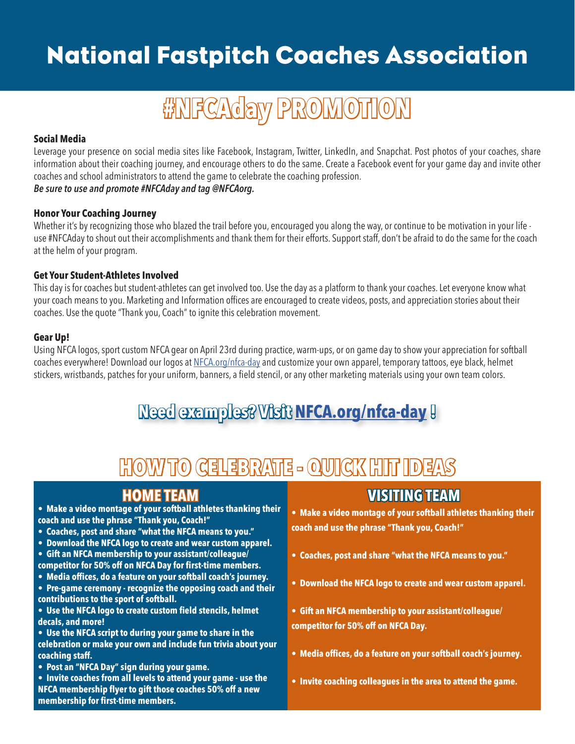# National Fastpitch Coaches Association

## #NFCAday PROMOTION

**Social Media**

Leverage your presence on social media sites like Facebook, Instagram, Twitter, LinkedIn, and Snapchat. Post photos of your coaches, share information about their coaching journey, and encourage others to do the same. Create a Facebook event for your game day and invite other coaches and school administrators to attend the game to celebrate the coaching profession.

***Be sure to use and promote #NFCAday and tag @NFCAorg.***

**Honor Your Coaching Journey**

Whether it's by recognizing those who blazed the trail before you, encouraged you along the way, or continue to be motivation in your life - use #NFCAday to shout out their accomplishments and thank them for their efforts. Support staff, don't be afraid to do the same for the coach at the helm of your program.

**Get Your Student-Athletes Involved**

This day is for coaches but student-athletes can get involved too. Use the day as a platform to thank your coaches. Let everyone know what your coach means to you. Marketing and Information offices are encouraged to create videos, posts, and appreciation stories about their coaches. Use the quote "Thank you, Coach" to ignite this celebration movement.

**Gear Up!**

Using NFCA logos, sport custom NFCA gear on April 23rd during practice, warm-ups, or on game day to show your appreciation for softball coaches everywhere! Download our logos at NFCA.org/nfca-day and customize your own apparel, temporary tattoos, eye black, helmet stickers, wristbands, patches for your uniform, banners, a field stencil, or any other marketing materials using your own team colors.

### Need examples? Visit NFCA.org/nfca-day !

## HOW TO CELEBRATE - QUICK HIT IDEAS

### HOME TEAM

- **Make a video montage of your softball athletes thanking their coach and use the phrase "Thank you, Coach!"**
- **Coaches, post and share "what the NFCA means to you."**
- **Download the NFCA logo to create and wear custom apparel.**
- **Gift an NFCA membership to your assistant/colleague/competitor for 50% off on NFCA Day for first-time members.**
- **Media offices, do a feature on your softball coach's journey.**
- **Pre-game ceremony - recognize the opposing coach and their contributions to the sport of softball.**
- **Use the NFCA logo to create custom field stencils, helmet decals, and more!**
- **Use the NFCA script to during your game to share in the celebration or make your own and include fun trivia about your coaching staff.**
- **Post an "NFCA Day" sign during your game.**
- **Invite coaches from all levels to attend your game - use the NFCA membership flyer to gift those coaches 50% off a new membership for first-time members.**

### VISITING TEAM

- **Make a video montage of your softball athletes thanking their coach and use the phrase "Thank you, Coach!"**
- **Coaches, post and share "what the NFCA means to you."**
- **Download the NFCA logo to create and wear custom apparel.**
- **Gift an NFCA membership to your assistant/colleague/competitor for 50% off on NFCA Day.**
- **Media offices, do a feature on your softball coach's journey.**
- **Invite coaching colleagues in the area to attend the game.**